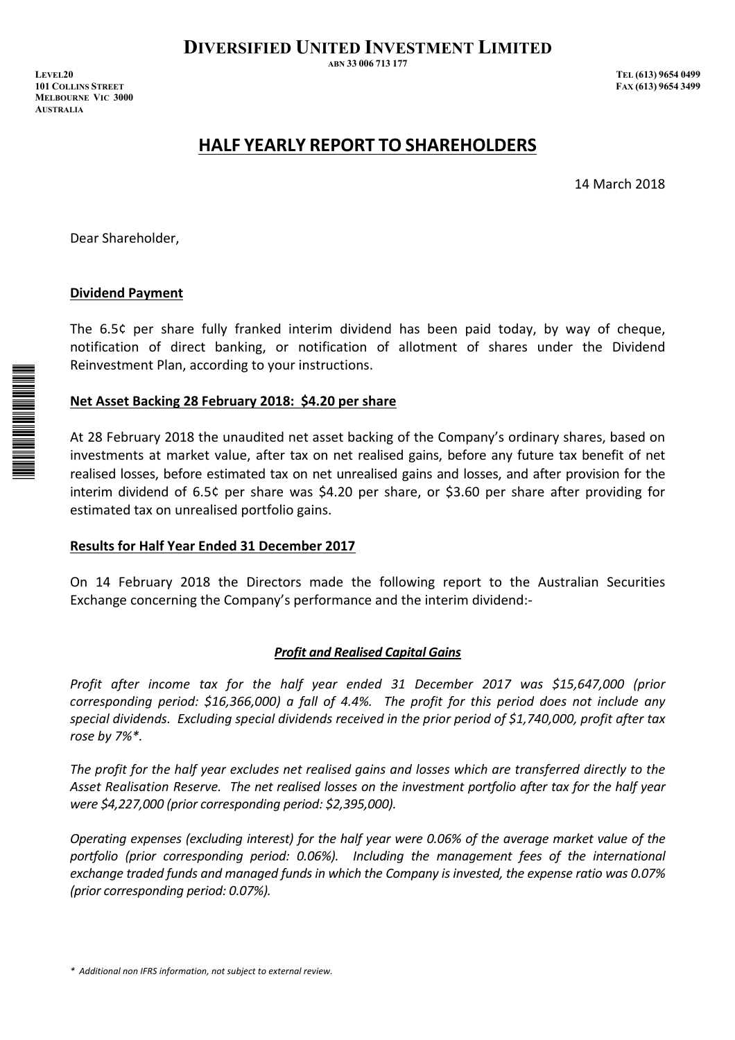# DIVERSIFIED UNITED INVESTMENT LIMITED

ABN 33 006 713 177

LEVEL20
101 COLLINS STREET
MELBOURNE VIC 3000
AUSTRALIA

TEL (613) 9654 0499
FAX (613) 9654 3499

## HALF YEARLY REPORT TO SHAREHOLDERS

14 March 2018

Dear Shareholder,

**Dividend Payment**

The 6.5¢ per share fully franked interim dividend has been paid today, by way of cheque, notification of direct banking, or notification of allotment of shares under the Dividend Reinvestment Plan, according to your instructions.

**Net Asset Backing 28 February 2018: $4.20 per share**

At 28 February 2018 the unaudited net asset backing of the Company's ordinary shares, based on investments at market value, after tax on net realised gains, before any future tax benefit of net realised losses, before estimated tax on net unrealised gains and losses, and after provision for the interim dividend of 6.5¢ per share was $4.20 per share, or $3.60 per share after providing for estimated tax on unrealised portfolio gains.

**Results for Half Year Ended 31 December 2017**

On 14 February 2018 the Directors made the following report to the Australian Securities Exchange concerning the Company's performance and the interim dividend:-

***Profit and Realised Capital Gains***

*Profit after income tax for the half year ended 31 December 2017 was $15,647,000 (prior corresponding period: $16,366,000) a fall of 4.4%. The profit for this period does not include any special dividends. Excluding special dividends received in the prior period of $1,740,000, profit after tax rose by 7%*.*

*The profit for the half year excludes net realised gains and losses which are transferred directly to the Asset Realisation Reserve. The net realised losses on the investment portfolio after tax for the half year were $4,227,000 (prior corresponding period: $2,395,000).*

*Operating expenses (excluding interest) for the half year were 0.06% of the average market value of the portfolio (prior corresponding period: 0.06%). Including the management fees of the international exchange traded funds and managed funds in which the Company is invested, the expense ratio was 0.07% (prior corresponding period: 0.07%).*

*\* Additional non IFRS information, not subject to external review.*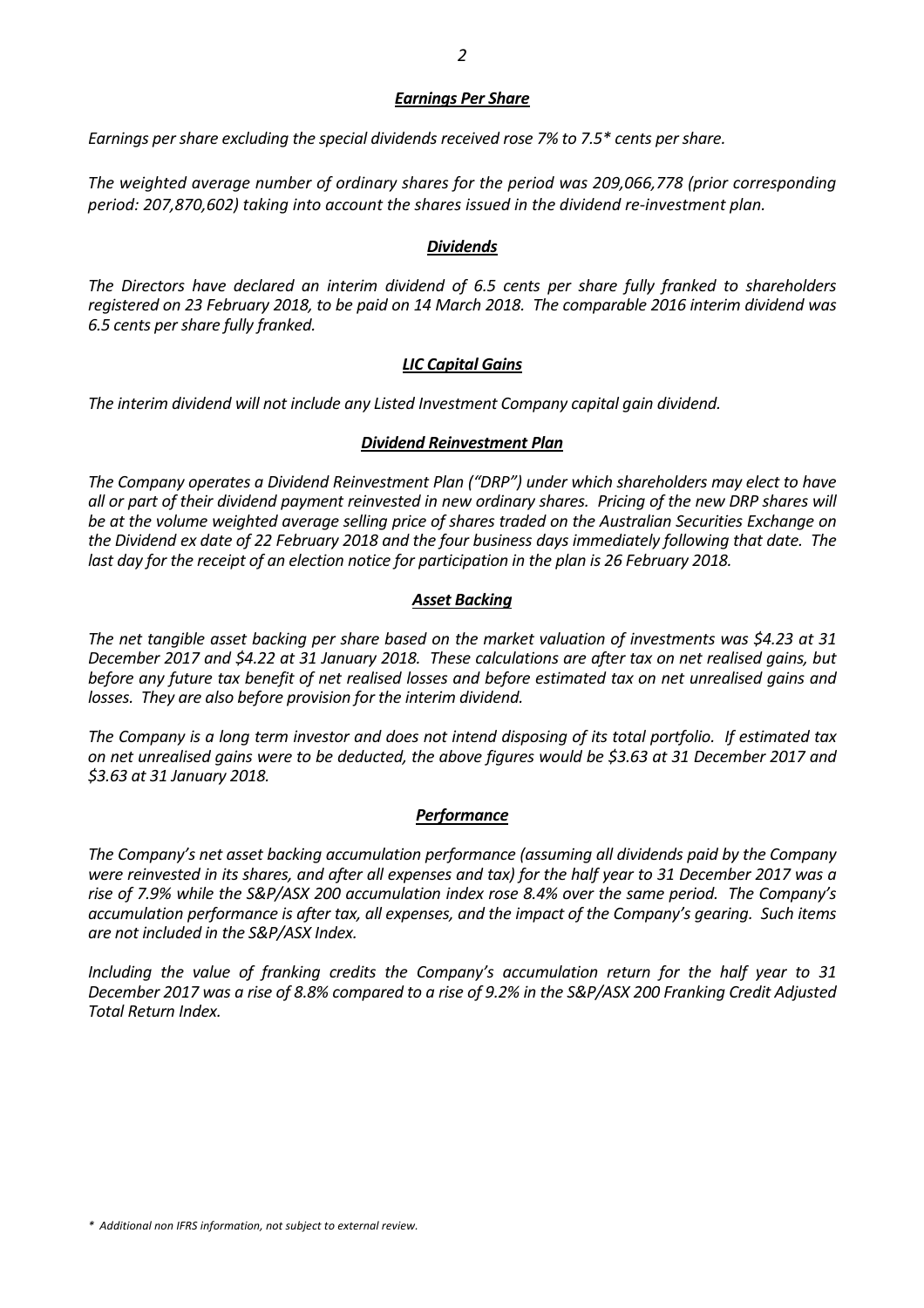## *Earnings Per Share*

*Earnings per share excluding the special dividends received rose 7% to 7.5* cents per share.*

*The weighted average number of ordinary shares for the period was 209,066,778 (prior corresponding period: 207,870,602) taking into account the shares issued in the dividend re-investment plan.*

## *Dividends*

*The Directors have declared an interim dividend of 6.5 cents per share fully franked to shareholders registered on 23 February 2018, to be paid on 14 March 2018. The comparable 2016 interim dividend was 6.5 cents per share fully franked.*

## *LIC Capital Gains*

*The interim dividend will not include any Listed Investment Company capital gain dividend.*

## *Dividend Reinvestment Plan*

*The Company operates a Dividend Reinvestment Plan ("DRP") under which shareholders may elect to have all or part of their dividend payment reinvested in new ordinary shares. Pricing of the new DRP shares will be at the volume weighted average selling price of shares traded on the Australian Securities Exchange on the Dividend ex date of 22 February 2018 and the four business days immediately following that date. The last day for the receipt of an election notice for participation in the plan is 26 February 2018.*

## *Asset Backing*

*The net tangible asset backing per share based on the market valuation of investments was $4.23 at 31 December 2017 and $4.22 at 31 January 2018. These calculations are after tax on net realised gains, but before any future tax benefit of net realised losses and before estimated tax on net unrealised gains and losses. They are also before provision for the interim dividend.*

*The Company is a long term investor and does not intend disposing of its total portfolio. If estimated tax on net unrealised gains were to be deducted, the above figures would be $3.63 at 31 December 2017 and $3.63 at 31 January 2018.*

## *Performance*

*The Company's net asset backing accumulation performance (assuming all dividends paid by the Company were reinvested in its shares, and after all expenses and tax) for the half year to 31 December 2017 was a rise of 7.9% while the S&P/ASX 200 accumulation index rose 8.4% over the same period. The Company's accumulation performance is after tax, all expenses, and the impact of the Company's gearing. Such items are not included in the S&P/ASX Index.*

*Including the value of franking credits the Company's accumulation return for the half year to 31 December 2017 was a rise of 8.8% compared to a rise of 9.2% in the S&P/ASX 200 Franking Credit Adjusted Total Return Index.*

*\* Additional non IFRS information, not subject to external review.*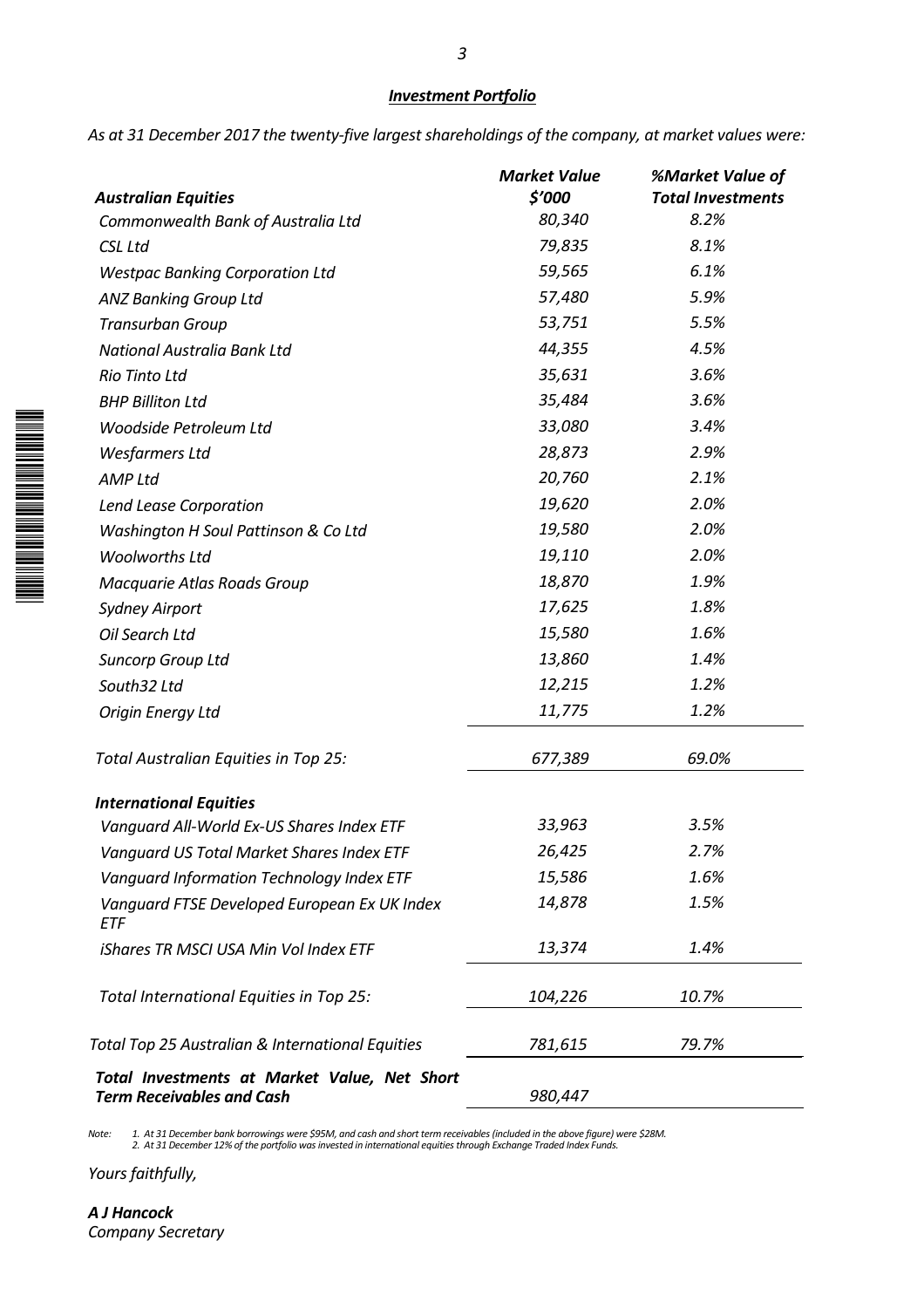## *Investment Portfolio*

*As at 31 December 2017 the twenty-five largest shareholdings of the company, at market values were:*

| ***Australian Equities*** | ***Market Value $'000*** | ***%Market Value of Total Investments*** |
|---|---|---|
| *Commonwealth Bank of Australia Ltd* | *80,340* | *8.2%* |
| *CSL Ltd* | *79,835* | *8.1%* |
| *Westpac Banking Corporation Ltd* | *59,565* | *6.1%* |
| *ANZ Banking Group Ltd* | *57,480* | *5.9%* |
| *Transurban Group* | *53,751* | *5.5%* |
| *National Australia Bank Ltd* | *44,355* | *4.5%* |
| *Rio Tinto Ltd* | *35,631* | *3.6%* |
| *BHP Billiton Ltd* | *35,484* | *3.6%* |
| *Woodside Petroleum Ltd* | *33,080* | *3.4%* |
| *Wesfarmers Ltd* | *28,873* | *2.9%* |
| *AMP Ltd* | *20,760* | *2.1%* |
| *Lend Lease Corporation* | *19,620* | *2.0%* |
| *Washington H Soul Pattinson & Co Ltd* | *19,580* | *2.0%* |
| *Woolworths Ltd* | *19,110* | *2.0%* |
| *Macquarie Atlas Roads Group* | *18,870* | *1.9%* |
| *Sydney Airport* | *17,625* | *1.8%* |
| *Oil Search Ltd* | *15,580* | *1.6%* |
| *Suncorp Group Ltd* | *13,860* | *1.4%* |
| *South32 Ltd* | *12,215* | *1.2%* |
| *Origin Energy Ltd* | *11,775* | *1.2%* |
| *Total Australian Equities in Top 25:* | *677,389* | *69.0%* |
| ***International Equities*** | | |
| *Vanguard All-World Ex-US Shares Index ETF* | *33,963* | *3.5%* |
| *Vanguard US Total Market Shares Index ETF* | *26,425* | *2.7%* |
| *Vanguard Information Technology Index ETF* | *15,586* | *1.6%* |
| *Vanguard FTSE Developed European Ex UK Index ETF* | *14,878* | *1.5%* |
| *iShares TR MSCI USA Min Vol Index ETF* | *13,374* | *1.4%* |
| *Total International Equities in Top 25:* | *104,226* | *10.7%* |
| *Total Top 25 Australian & International Equities* | *781,615* | *79.7%* |
| ***Total Investments at Market Value, Net Short Term Receivables and Cash*** | *980,447* | |

*Note: 1. At 31 December bank borrowings were $95M, and cash and short term receivables (included in the above figure) were $28M.*
*2. At 31 December 12% of the portfolio was invested in international equities through Exchange Traded Index Funds.*

*Yours faithfully,*

***A J Hancock***
*Company Secretary*